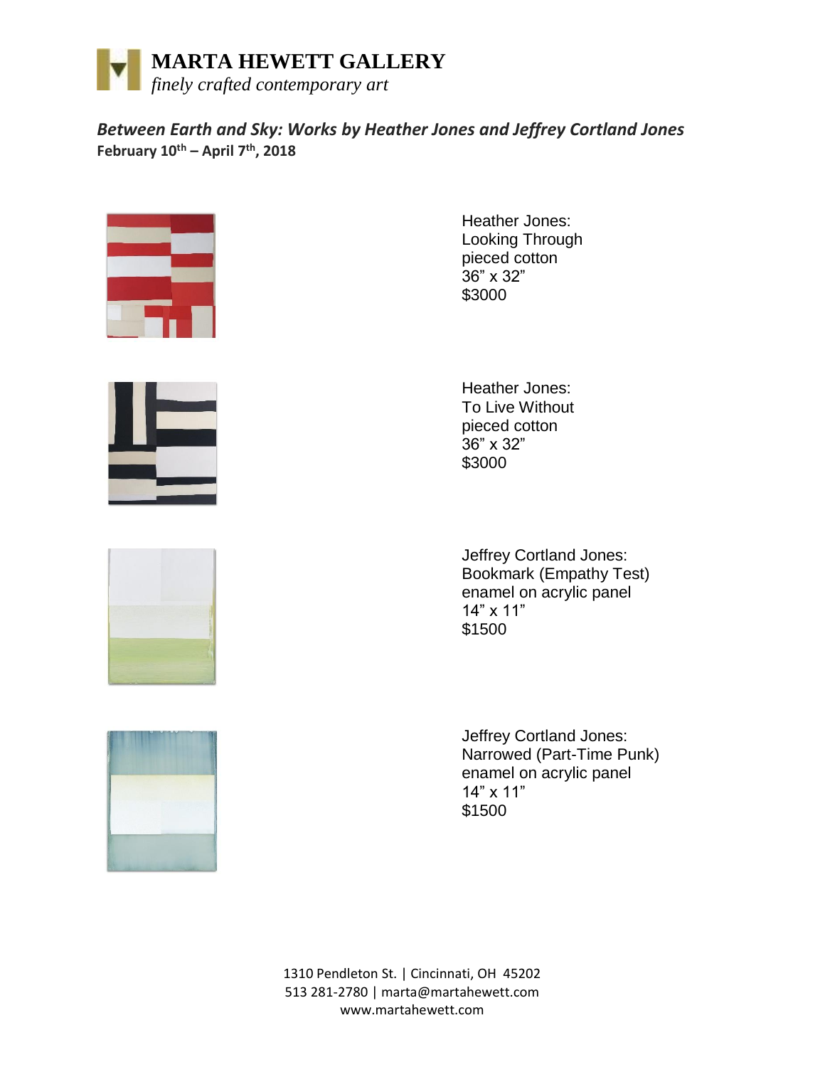# MARTA HEWETT GALLERY

*finely crafted contemporary art*

## *Between Earth and Sky: Works by Heather Jones and Jeffrey Cortland Jones*

**February 10th – April 7th, 2018**

Heather Jones:
Looking Through
pieced cotton
36" x 32"
$3000

Heather Jones:
To Live Without
pieced cotton
36" x 32"
$3000

Jeffrey Cortland Jones:
Bookmark (Empathy Test)
enamel on acrylic panel
14" x 11"
$1500

Jeffrey Cortland Jones:
Narrowed (Part-Time Punk)
enamel on acrylic panel
14" x 11"
$1500

1310 Pendleton St. | Cincinnati, OH 45202
513 281-2780 | marta@martahewett.com
www.martahewett.com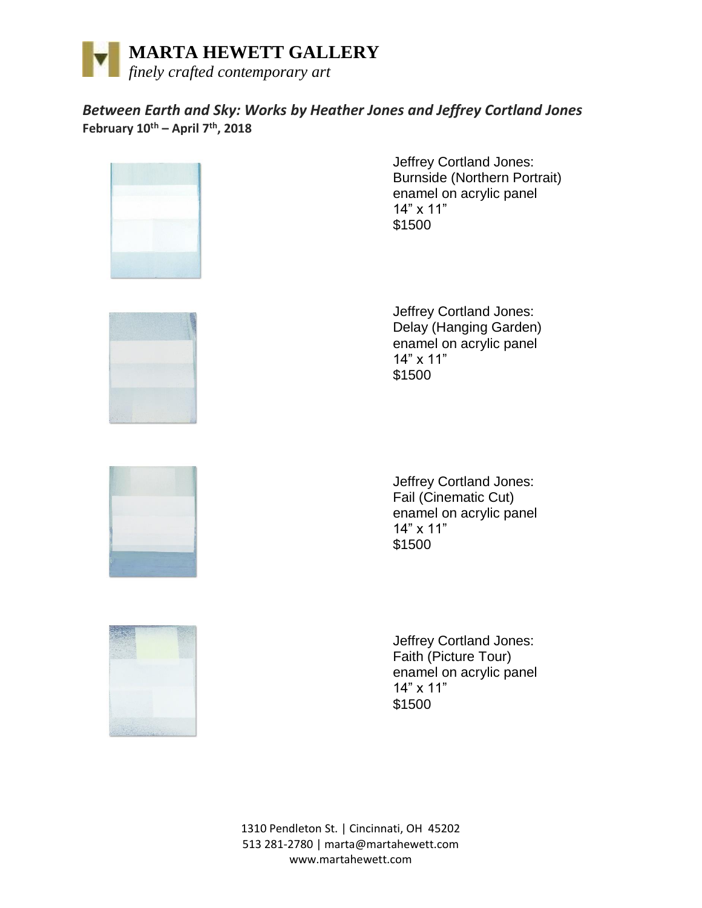# MARTA HEWETT GALLERY

*finely crafted contemporary art*

## *Between Earth and Sky: Works by Heather Jones and Jeffrey Cortland Jones*

**February 10th – April 7th, 2018**

Jeffrey Cortland Jones:
Burnside (Northern Portrait)
enamel on acrylic panel
14" x 11"
$1500

Jeffrey Cortland Jones:
Delay (Hanging Garden)
enamel on acrylic panel
14" x 11"
$1500

Jeffrey Cortland Jones:
Fail (Cinematic Cut)
enamel on acrylic panel
14" x 11"
$1500

Jeffrey Cortland Jones:
Faith (Picture Tour)
enamel on acrylic panel
14" x 11"
$1500

1310 Pendleton St. | Cincinnati, OH 45202
513 281-2780 | marta@martahewett.com
www.martahewett.com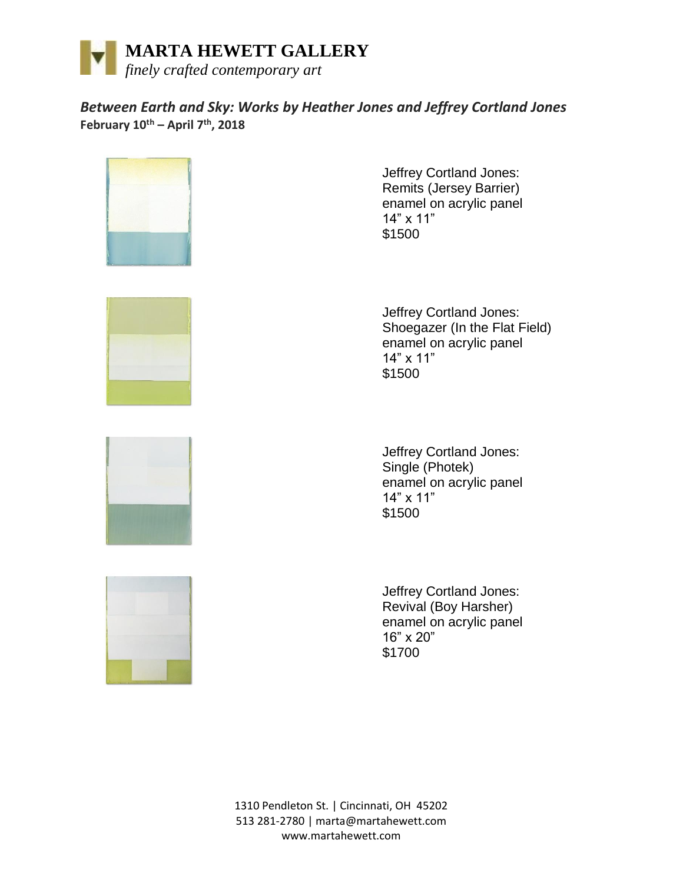# MARTA HEWETT GALLERY

*finely crafted contemporary art*

## *Between Earth and Sky: Works by Heather Jones and Jeffrey Cortland Jones*

**February 10th – April 7th, 2018**

Jeffrey Cortland Jones:
Remits (Jersey Barrier)
enamel on acrylic panel
14" x 11"
$1500

Jeffrey Cortland Jones:
Shoegazer (In the Flat Field)
enamel on acrylic panel
14" x 11"
$1500

Jeffrey Cortland Jones:
Single (Photek)
enamel on acrylic panel
14" x 11"
$1500

Jeffrey Cortland Jones:
Revival (Boy Harsher)
enamel on acrylic panel
16" x 20"
$1700

1310 Pendleton St. | Cincinnati, OH 45202
513 281-2780 | marta@martahewett.com
www.martahewett.com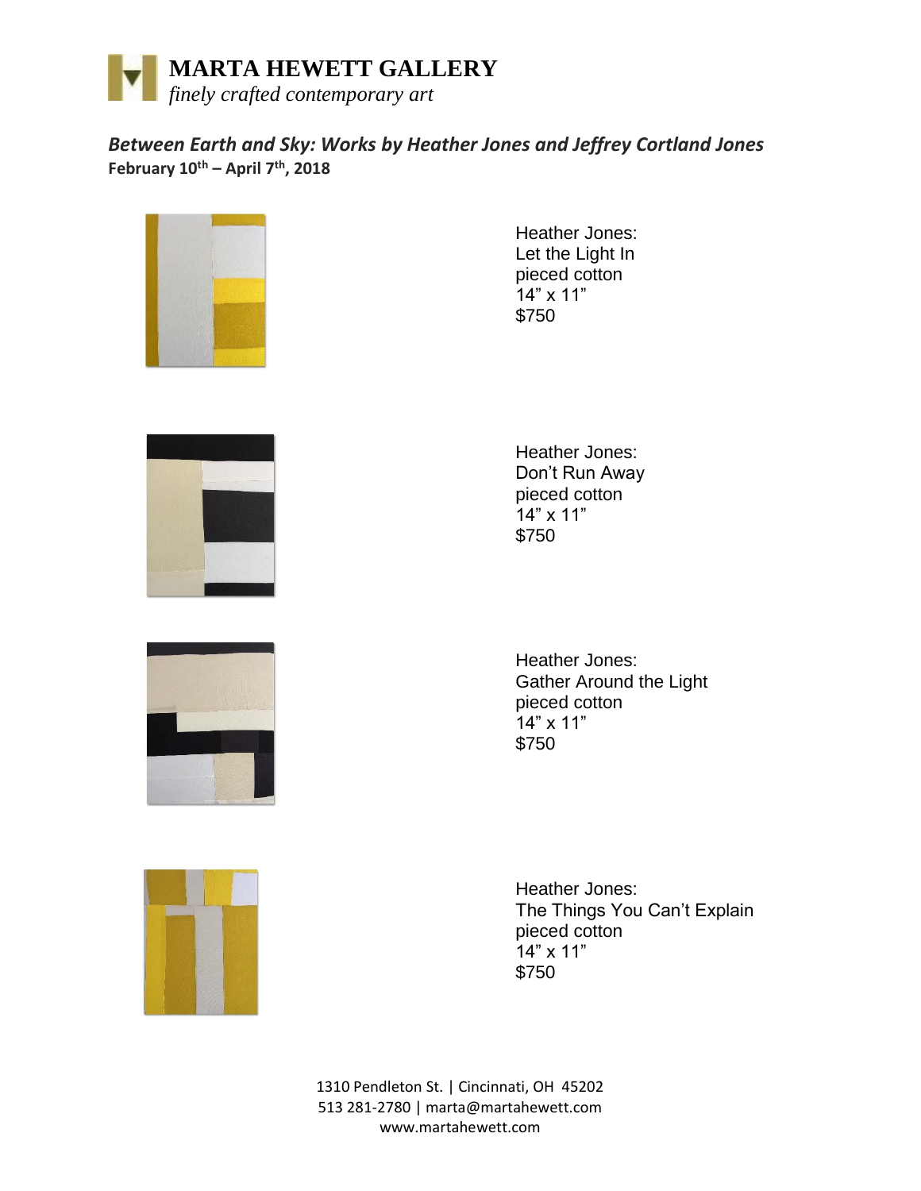# MARTA HEWETT GALLERY

*finely crafted contemporary art*

## *Between Earth and Sky: Works by Heather Jones and Jeffrey Cortland Jones*

**February 10th – April 7th, 2018**

Heather Jones:
Let the Light In
pieced cotton
14" x 11"
$750

Heather Jones:
Don't Run Away
pieced cotton
14" x 11"
$750

Heather Jones:
Gather Around the Light
pieced cotton
14" x 11"
$750

Heather Jones:
The Things You Can't Explain
pieced cotton
14" x 11"
$750

1310 Pendleton St. | Cincinnati, OH 45202
513 281-2780 | marta@martahewett.com
www.martahewett.com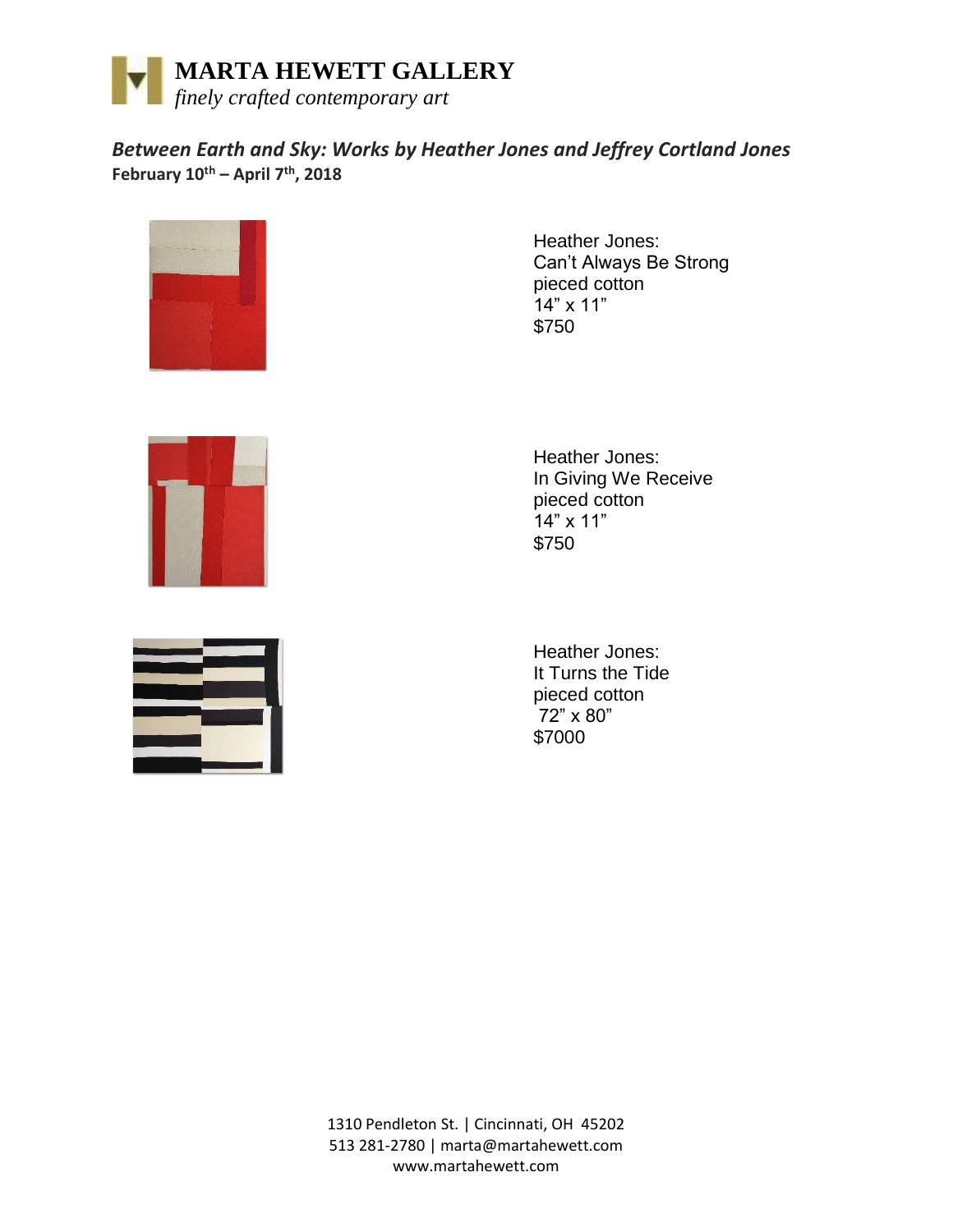# MARTA HEWETT GALLERY

*finely crafted contemporary art*

## *Between Earth and Sky: Works by Heather Jones and Jeffrey Cortland Jones*

**February 10th – April 7th, 2018**

Heather Jones:
Can't Always Be Strong
pieced cotton
14" x 11"
$750

Heather Jones:
In Giving We Receive
pieced cotton
14" x 11"
$750

Heather Jones:
It Turns the Tide
pieced cotton
72" x 80"
$7000

1310 Pendleton St. | Cincinnati, OH 45202
513 281-2780 | marta@martahewett.com
www.martahewett.com